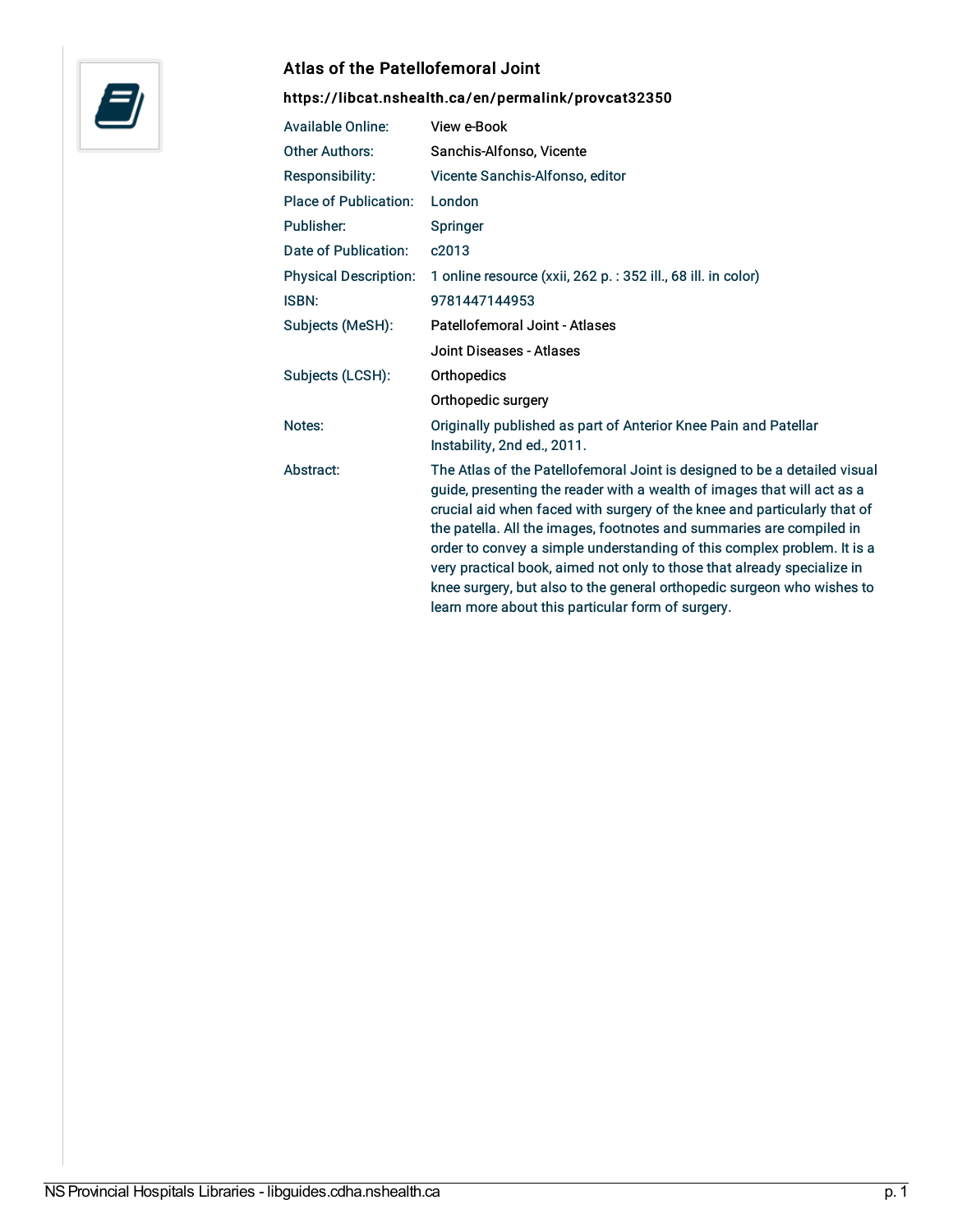## Atlas of the Patellofemoral Joint

**https://libcat.nshealth.ca/en/permalink/provcat32350**

| | |
|---|---|
| Available Online: | View e-Book |
| Other Authors: | Sanchis-Alfonso, Vicente |
| Responsibility: | Vicente Sanchis-Alfonso, editor |
| Place of Publication: | London |
| Publisher: | Springer |
| Date of Publication: | c2013 |
| Physical Description: | 1 online resource (xxii, 262 p. : 352 ill., 68 ill. in color) |
| ISBN: | 9781447144953 |
| Subjects (MeSH): | Patellofemoral Joint - Atlases |
| | Joint Diseases - Atlases |
| Subjects (LCSH): | Orthopedics |
| | Orthopedic surgery |
| Notes: | Originally published as part of Anterior Knee Pain and Patellar Instability, 2nd ed., 2011. |
| Abstract: | The Atlas of the Patellofemoral Joint is designed to be a detailed visual guide, presenting the reader with a wealth of images that will act as a crucial aid when faced with surgery of the knee and particularly that of the patella. All the images, footnotes and summaries are compiled in order to convey a simple understanding of this complex problem. It is a very practical book, aimed not only to those that already specialize in knee surgery, but also to the general orthopedic surgeon who wishes to learn more about this particular form of surgery. |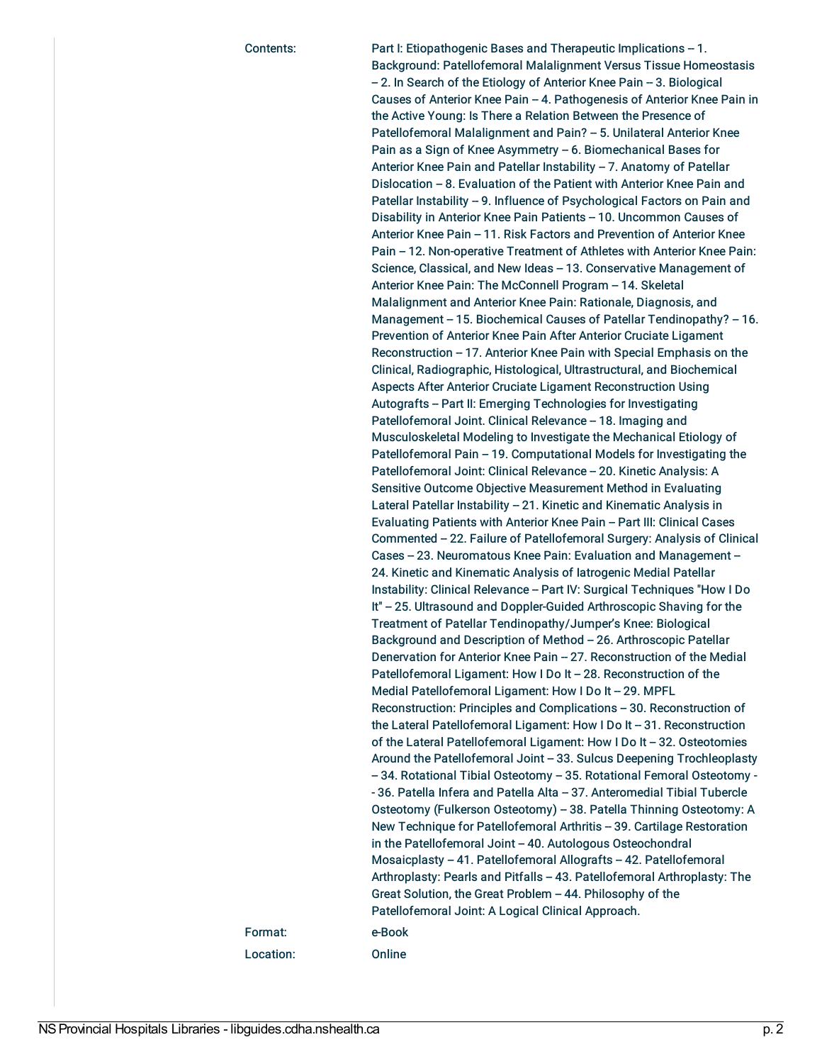Contents: Part I: Etiopathogenic Bases and Therapeutic Implications -- 1. Background: Patellofemoral Malalignment Versus Tissue Homeostasis -- 2. In Search of the Etiology of Anterior Knee Pain -- 3. Biological Causes of Anterior Knee Pain -- 4. Pathogenesis of Anterior Knee Pain in the Active Young: Is There a Relation Between the Presence of Patellofemoral Malalignment and Pain? -- 5. Unilateral Anterior Knee Pain as a Sign of Knee Asymmetry -- 6. Biomechanical Bases for Anterior Knee Pain and Patellar Instability -- 7. Anatomy of Patellar Dislocation -- 8. Evaluation of the Patient with Anterior Knee Pain and Patellar Instability -- 9. Influence of Psychological Factors on Pain and Disability in Anterior Knee Pain Patients -- 10. Uncommon Causes of Anterior Knee Pain -- 11. Risk Factors and Prevention of Anterior Knee Pain -- 12. Non-operative Treatment of Athletes with Anterior Knee Pain: Science, Classical, and New Ideas -- 13. Conservative Management of Anterior Knee Pain: The McConnell Program -- 14. Skeletal Malalignment and Anterior Knee Pain: Rationale, Diagnosis, and Management -- 15. Biochemical Causes of Patellar Tendinopathy? -- 16. Prevention of Anterior Knee Pain After Anterior Cruciate Ligament Reconstruction -- 17. Anterior Knee Pain with Special Emphasis on the Clinical, Radiographic, Histological, Ultrastructural, and Biochemical Aspects After Anterior Cruciate Ligament Reconstruction Using Autografts -- Part II: Emerging Technologies for Investigating Patellofemoral Joint. Clinical Relevance -- 18. Imaging and Musculoskeletal Modeling to Investigate the Mechanical Etiology of Patellofemoral Pain -- 19. Computational Models for Investigating the Patellofemoral Joint: Clinical Relevance -- 20. Kinetic Analysis: A Sensitive Outcome Objective Measurement Method in Evaluating Lateral Patellar Instability -- 21. Kinetic and Kinematic Analysis in Evaluating Patients with Anterior Knee Pain -- Part III: Clinical Cases Commented -- 22. Failure of Patellofemoral Surgery: Analysis of Clinical Cases -- 23. Neuromatous Knee Pain: Evaluation and Management -- 24. Kinetic and Kinematic Analysis of Iatrogenic Medial Patellar Instability: Clinical Relevance -- Part IV: Surgical Techniques "How I Do It" -- 25. Ultrasound and Doppler-Guided Arthroscopic Shaving for the Treatment of Patellar Tendinopathy/Jumper's Knee: Biological Background and Description of Method -- 26. Arthroscopic Patellar Denervation for Anterior Knee Pain -- 27. Reconstruction of the Medial Patellofemoral Ligament: How I Do It -- 28. Reconstruction of the Medial Patellofemoral Ligament: How I Do It -- 29. MPFL Reconstruction: Principles and Complications -- 30. Reconstruction of the Lateral Patellofemoral Ligament: How I Do It -- 31. Reconstruction of the Lateral Patellofemoral Ligament: How I Do It -- 32. Osteotomies Around the Patellofemoral Joint -- 33. Sulcus Deepening Trochleoplasty -- 34. Rotational Tibial Osteotomy -- 35. Rotational Femoral Osteotomy -- 36. Patella Infera and Patella Alta -- 37. Anteromedial Tibial Tubercle Osteotomy (Fulkerson Osteotomy) -- 38. Patella Thinning Osteotomy: A New Technique for Patellofemoral Arthritis -- 39. Cartilage Restoration in the Patellofemoral Joint -- 40. Autologous Osteochondral Mosaicplasty -- 41. Patellofemoral Allografts -- 42. Patellofemoral Arthroplasty: Pearls and Pitfalls -- 43. Patellofemoral Arthroplasty: The Great Solution, the Great Problem -- 44. Philosophy of the Patellofemoral Joint: A Logical Clinical Approach.

Format: e-Book

Location: Online